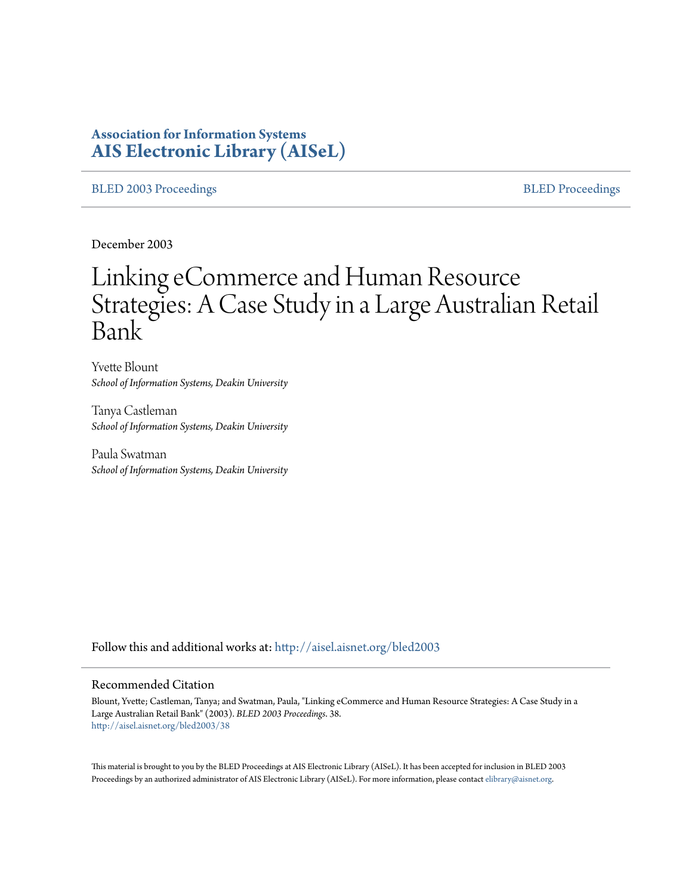**Association for Information Systems**
**AIS Electronic Library (AISeL)**

BLED 2003 Proceedings | BLED Proceedings

December 2003

# Linking eCommerce and Human Resource Strategies: A Case Study in a Large Australian Retail Bank

Yvette Blount
*School of Information Systems, Deakin University*

Tanya Castleman
*School of Information Systems, Deakin University*

Paula Swatman
*School of Information Systems, Deakin University*

Follow this and additional works at: http://aisel.aisnet.org/bled2003

## Recommended Citation

Blount, Yvette; Castleman, Tanya; and Swatman, Paula, "Linking eCommerce and Human Resource Strategies: A Case Study in a Large Australian Retail Bank" (2003). *BLED 2003 Proceedings*. 38.
http://aisel.aisnet.org/bled2003/38

This material is brought to you by the BLED Proceedings at AIS Electronic Library (AISeL). It has been accepted for inclusion in BLED 2003 Proceedings by an authorized administrator of AIS Electronic Library (AISeL). For more information, please contact elibrary@aisnet.org.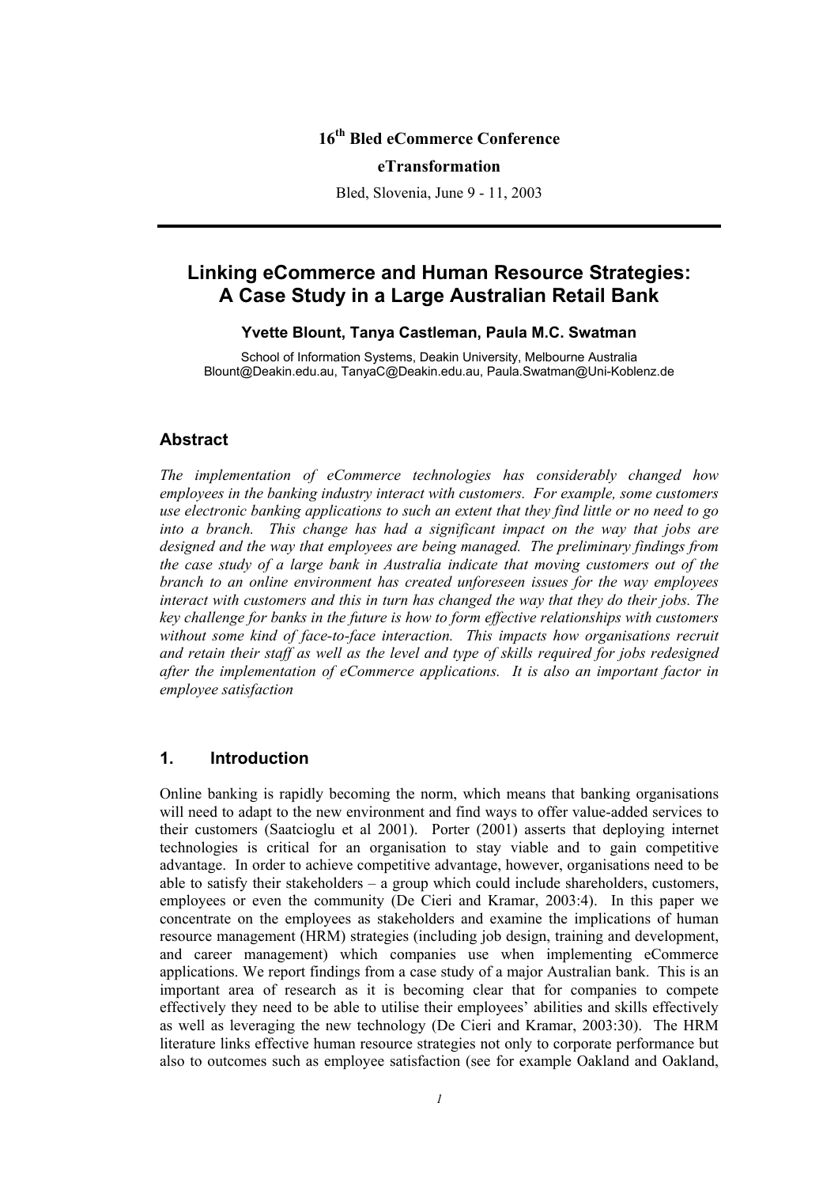16th Bled eCommerce Conference

**eTransformation**

Bled, Slovenia, June 9 - 11, 2003

# Linking eCommerce and Human Resource Strategies: A Case Study in a Large Australian Retail Bank

**Yvette Blount, Tanya Castleman, Paula M.C. Swatman**

School of Information Systems, Deakin University, Melbourne Australia
Blount@Deakin.edu.au, TanyaC@Deakin.edu.au, Paula.Swatman@Uni-Koblenz.de

## Abstract

*The implementation of eCommerce technologies has considerably changed how employees in the banking industry interact with customers. For example, some customers use electronic banking applications to such an extent that they find little or no need to go into a branch. This change has had a significant impact on the way that jobs are designed and the way that employees are being managed. The preliminary findings from the case study of a large bank in Australia indicate that moving customers out of the branch to an online environment has created unforeseen issues for the way employees interact with customers and this in turn has changed the way that they do their jobs. The key challenge for banks in the future is how to form effective relationships with customers without some kind of face-to-face interaction. This impacts how organisations recruit and retain their staff as well as the level and type of skills required for jobs redesigned after the implementation of eCommerce applications. It is also an important factor in employee satisfaction*

## 1. Introduction

Online banking is rapidly becoming the norm, which means that banking organisations will need to adapt to the new environment and find ways to offer value-added services to their customers (Saatcioglu et al 2001). Porter (2001) asserts that deploying internet technologies is critical for an organisation to stay viable and to gain competitive advantage. In order to achieve competitive advantage, however, organisations need to be able to satisfy their stakeholders – a group which could include shareholders, customers, employees or even the community (De Cieri and Kramar, 2003:4). In this paper we concentrate on the employees as stakeholders and examine the implications of human resource management (HRM) strategies (including job design, training and development, and career management) which companies use when implementing eCommerce applications. We report findings from a case study of a major Australian bank. This is an important area of research as it is becoming clear that for companies to compete effectively they need to be able to utilise their employees' abilities and skills effectively as well as leveraging the new technology (De Cieri and Kramar, 2003:30). The HRM literature links effective human resource strategies not only to corporate performance but also to outcomes such as employee satisfaction (see for example Oakland and Oakland,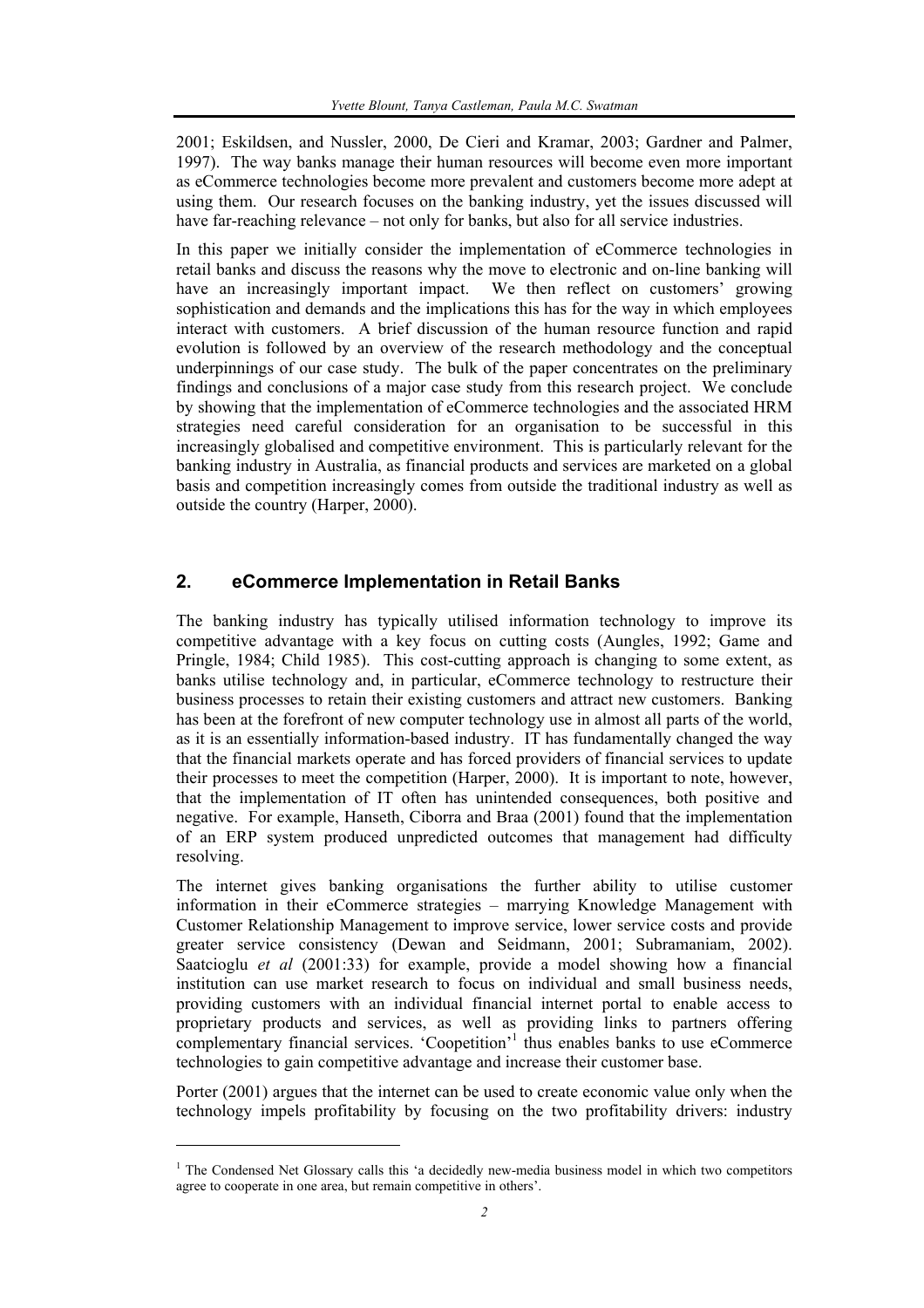2001; Eskildsen, and Nussler, 2000, De Cieri and Kramar, 2003; Gardner and Palmer, 1997). The way banks manage their human resources will become even more important as eCommerce technologies become more prevalent and customers become more adept at using them. Our research focuses on the banking industry, yet the issues discussed will have far-reaching relevance – not only for banks, but also for all service industries.

In this paper we initially consider the implementation of eCommerce technologies in retail banks and discuss the reasons why the move to electronic and on-line banking will have an increasingly important impact. We then reflect on customers' growing sophistication and demands and the implications this has for the way in which employees interact with customers. A brief discussion of the human resource function and rapid evolution is followed by an overview of the research methodology and the conceptual underpinnings of our case study. The bulk of the paper concentrates on the preliminary findings and conclusions of a major case study from this research project. We conclude by showing that the implementation of eCommerce technologies and the associated HRM strategies need careful consideration for an organisation to be successful in this increasingly globalised and competitive environment. This is particularly relevant for the banking industry in Australia, as financial products and services are marketed on a global basis and competition increasingly comes from outside the traditional industry as well as outside the country (Harper, 2000).

## 2. eCommerce Implementation in Retail Banks

The banking industry has typically utilised information technology to improve its competitive advantage with a key focus on cutting costs (Aungles, 1992; Game and Pringle, 1984; Child 1985). This cost-cutting approach is changing to some extent, as banks utilise technology and, in particular, eCommerce technology to restructure their business processes to retain their existing customers and attract new customers. Banking has been at the forefront of new computer technology use in almost all parts of the world, as it is an essentially information-based industry. IT has fundamentally changed the way that the financial markets operate and has forced providers of financial services to update their processes to meet the competition (Harper, 2000). It is important to note, however, that the implementation of IT often has unintended consequences, both positive and negative. For example, Hanseth, Ciborra and Braa (2001) found that the implementation of an ERP system produced unpredicted outcomes that management had difficulty resolving.

The internet gives banking organisations the further ability to utilise customer information in their eCommerce strategies – marrying Knowledge Management with Customer Relationship Management to improve service, lower service costs and provide greater service consistency (Dewan and Seidmann, 2001; Subramaniam, 2002). Saatcioglu *et al* (2001:33) for example, provide a model showing how a financial institution can use market research to focus on individual and small business needs, providing customers with an individual financial internet portal to enable access to proprietary products and services, as well as providing links to partners offering complementary financial services. 'Coopetition'[1] thus enables banks to use eCommerce technologies to gain competitive advantage and increase their customer base.

Porter (2001) argues that the internet can be used to create economic value only when the technology impels profitability by focusing on the two profitability drivers: industry

---

[1] The Condensed Net Glossary calls this 'a decidedly new-media business model in which two competitors agree to cooperate in one area, but remain competitive in others'.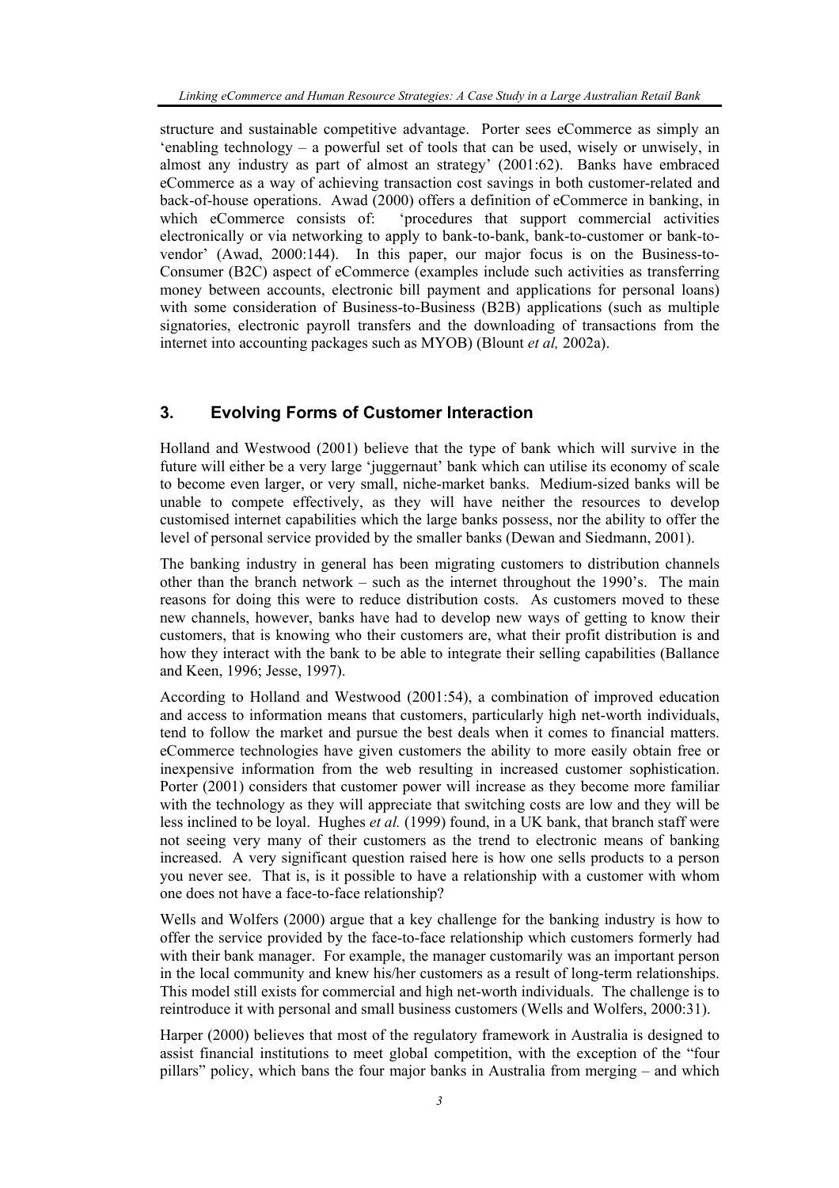structure and sustainable competitive advantage. Porter sees eCommerce as simply an 'enabling technology – a powerful set of tools that can be used, wisely or unwisely, in almost any industry as part of almost an strategy' (2001:62). Banks have embraced eCommerce as a way of achieving transaction cost savings in both customer-related and back-of-house operations. Awad (2000) offers a definition of eCommerce in banking, in which eCommerce consists of: 'procedures that support commercial activities electronically or via networking to apply to bank-to-bank, bank-to-customer or bank-to-vendor' (Awad, 2000:144). In this paper, our major focus is on the Business-to-Consumer (B2C) aspect of eCommerce (examples include such activities as transferring money between accounts, electronic bill payment and applications for personal loans) with some consideration of Business-to-Business (B2B) applications (such as multiple signatories, electronic payroll transfers and the downloading of transactions from the internet into accounting packages such as MYOB) (Blount *et al,* 2002a).

## 3. Evolving Forms of Customer Interaction

Holland and Westwood (2001) believe that the type of bank which will survive in the future will either be a very large 'juggernaut' bank which can utilise its economy of scale to become even larger, or very small, niche-market banks. Medium-sized banks will be unable to compete effectively, as they will have neither the resources to develop customised internet capabilities which the large banks possess, nor the ability to offer the level of personal service provided by the smaller banks (Dewan and Siedmann, 2001).

The banking industry in general has been migrating customers to distribution channels other than the branch network – such as the internet throughout the 1990's. The main reasons for doing this were to reduce distribution costs. As customers moved to these new channels, however, banks have had to develop new ways of getting to know their customers, that is knowing who their customers are, what their profit distribution is and how they interact with the bank to be able to integrate their selling capabilities (Ballance and Keen, 1996; Jesse, 1997).

According to Holland and Westwood (2001:54), a combination of improved education and access to information means that customers, particularly high net-worth individuals, tend to follow the market and pursue the best deals when it comes to financial matters. eCommerce technologies have given customers the ability to more easily obtain free or inexpensive information from the web resulting in increased customer sophistication. Porter (2001) considers that customer power will increase as they become more familiar with the technology as they will appreciate that switching costs are low and they will be less inclined to be loyal. Hughes *et al.* (1999) found, in a UK bank, that branch staff were not seeing very many of their customers as the trend to electronic means of banking increased. A very significant question raised here is how one sells products to a person you never see. That is, is it possible to have a relationship with a customer with whom one does not have a face-to-face relationship?

Wells and Wolfers (2000) argue that a key challenge for the banking industry is how to offer the service provided by the face-to-face relationship which customers formerly had with their bank manager. For example, the manager customarily was an important person in the local community and knew his/her customers as a result of long-term relationships. This model still exists for commercial and high net-worth individuals. The challenge is to reintroduce it with personal and small business customers (Wells and Wolfers, 2000:31).

Harper (2000) believes that most of the regulatory framework in Australia is designed to assist financial institutions to meet global competition, with the exception of the "four pillars" policy, which bans the four major banks in Australia from merging – and which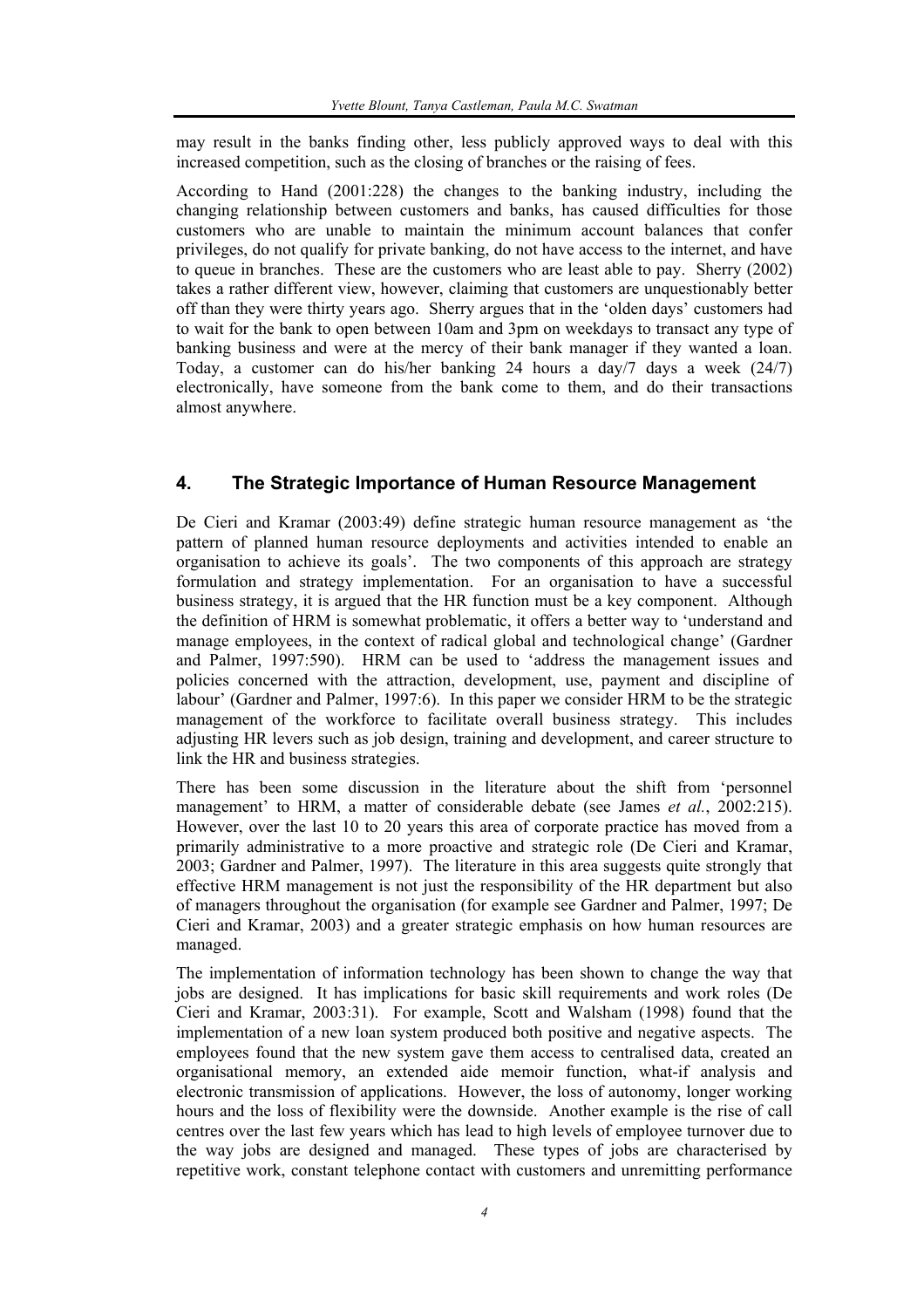may result in the banks finding other, less publicly approved ways to deal with this increased competition, such as the closing of branches or the raising of fees.

According to Hand (2001:228) the changes to the banking industry, including the changing relationship between customers and banks, has caused difficulties for those customers who are unable to maintain the minimum account balances that confer privileges, do not qualify for private banking, do not have access to the internet, and have to queue in branches. These are the customers who are least able to pay. Sherry (2002) takes a rather different view, however, claiming that customers are unquestionably better off than they were thirty years ago. Sherry argues that in the 'olden days' customers had to wait for the bank to open between 10am and 3pm on weekdays to transact any type of banking business and were at the mercy of their bank manager if they wanted a loan. Today, a customer can do his/her banking 24 hours a day/7 days a week (24/7) electronically, have someone from the bank come to them, and do their transactions almost anywhere.

## 4. The Strategic Importance of Human Resource Management

De Cieri and Kramar (2003:49) define strategic human resource management as 'the pattern of planned human resource deployments and activities intended to enable an organisation to achieve its goals'. The two components of this approach are strategy formulation and strategy implementation. For an organisation to have a successful business strategy, it is argued that the HR function must be a key component. Although the definition of HRM is somewhat problematic, it offers a better way to 'understand and manage employees, in the context of radical global and technological change' (Gardner and Palmer, 1997:590). HRM can be used to 'address the management issues and policies concerned with the attraction, development, use, payment and discipline of labour' (Gardner and Palmer, 1997:6). In this paper we consider HRM to be the strategic management of the workforce to facilitate overall business strategy. This includes adjusting HR levers such as job design, training and development, and career structure to link the HR and business strategies.

There has been some discussion in the literature about the shift from 'personnel management' to HRM, a matter of considerable debate (see James *et al.*, 2002:215). However, over the last 10 to 20 years this area of corporate practice has moved from a primarily administrative to a more proactive and strategic role (De Cieri and Kramar, 2003; Gardner and Palmer, 1997). The literature in this area suggests quite strongly that effective HRM management is not just the responsibility of the HR department but also of managers throughout the organisation (for example see Gardner and Palmer, 1997; De Cieri and Kramar, 2003) and a greater strategic emphasis on how human resources are managed.

The implementation of information technology has been shown to change the way that jobs are designed. It has implications for basic skill requirements and work roles (De Cieri and Kramar, 2003:31). For example, Scott and Walsham (1998) found that the implementation of a new loan system produced both positive and negative aspects. The employees found that the new system gave them access to centralised data, created an organisational memory, an extended aide memoir function, what-if analysis and electronic transmission of applications. However, the loss of autonomy, longer working hours and the loss of flexibility were the downside. Another example is the rise of call centres over the last few years which has lead to high levels of employee turnover due to the way jobs are designed and managed. These types of jobs are characterised by repetitive work, constant telephone contact with customers and unremitting performance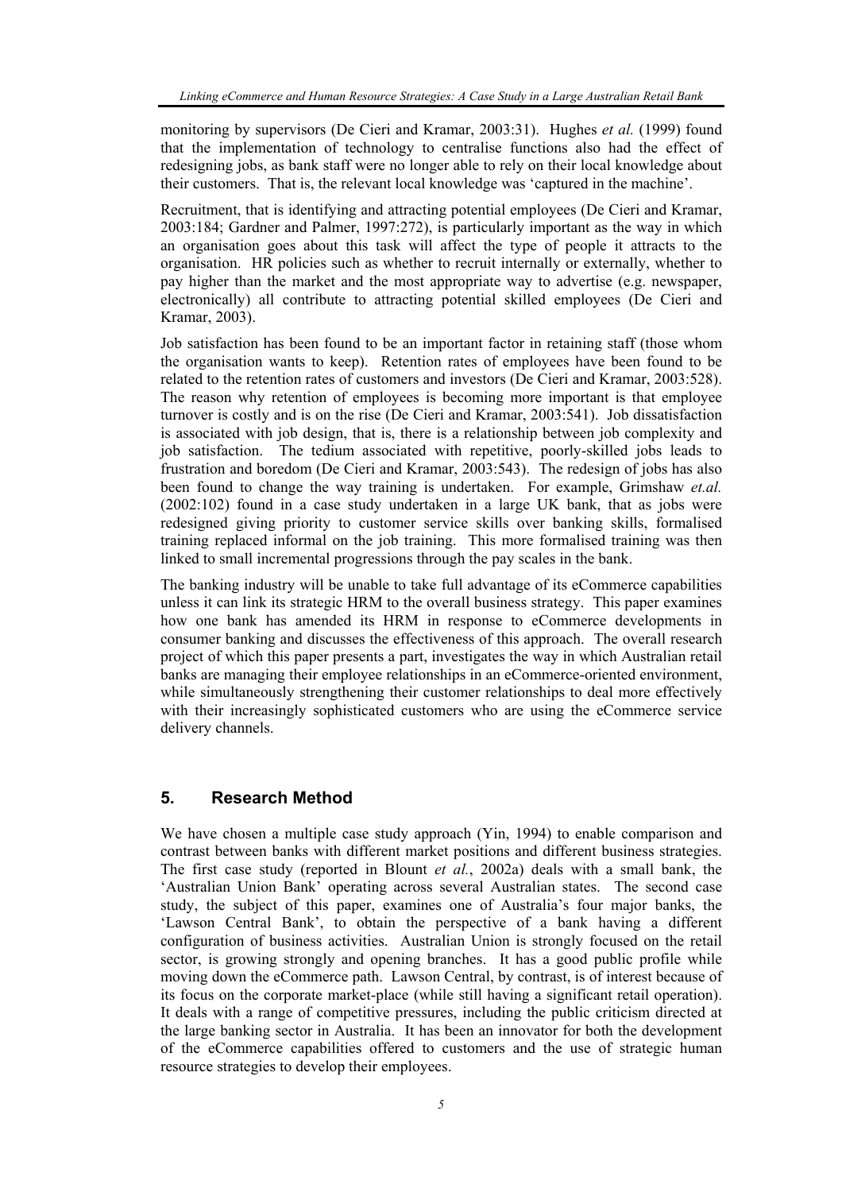monitoring by supervisors (De Cieri and Kramar, 2003:31). Hughes *et al.* (1999) found that the implementation of technology to centralise functions also had the effect of redesigning jobs, as bank staff were no longer able to rely on their local knowledge about their customers. That is, the relevant local knowledge was 'captured in the machine'.

Recruitment, that is identifying and attracting potential employees (De Cieri and Kramar, 2003:184; Gardner and Palmer, 1997:272), is particularly important as the way in which an organisation goes about this task will affect the type of people it attracts to the organisation. HR policies such as whether to recruit internally or externally, whether to pay higher than the market and the most appropriate way to advertise (e.g. newspaper, electronically) all contribute to attracting potential skilled employees (De Cieri and Kramar, 2003).

Job satisfaction has been found to be an important factor in retaining staff (those whom the organisation wants to keep). Retention rates of employees have been found to be related to the retention rates of customers and investors (De Cieri and Kramar, 2003:528). The reason why retention of employees is becoming more important is that employee turnover is costly and is on the rise (De Cieri and Kramar, 2003:541). Job dissatisfaction is associated with job design, that is, there is a relationship between job complexity and job satisfaction. The tedium associated with repetitive, poorly-skilled jobs leads to frustration and boredom (De Cieri and Kramar, 2003:543). The redesign of jobs has also been found to change the way training is undertaken. For example, Grimshaw *et.al.* (2002:102) found in a case study undertaken in a large UK bank, that as jobs were redesigned giving priority to customer service skills over banking skills, formalised training replaced informal on the job training. This more formalised training was then linked to small incremental progressions through the pay scales in the bank.

The banking industry will be unable to take full advantage of its eCommerce capabilities unless it can link its strategic HRM to the overall business strategy. This paper examines how one bank has amended its HRM in response to eCommerce developments in consumer banking and discusses the effectiveness of this approach. The overall research project of which this paper presents a part, investigates the way in which Australian retail banks are managing their employee relationships in an eCommerce-oriented environment, while simultaneously strengthening their customer relationships to deal more effectively with their increasingly sophisticated customers who are using the eCommerce service delivery channels.

## 5. Research Method

We have chosen a multiple case study approach (Yin, 1994) to enable comparison and contrast between banks with different market positions and different business strategies. The first case study (reported in Blount *et al.*, 2002a) deals with a small bank, the 'Australian Union Bank' operating across several Australian states. The second case study, the subject of this paper, examines one of Australia's four major banks, the 'Lawson Central Bank', to obtain the perspective of a bank having a different configuration of business activities. Australian Union is strongly focused on the retail sector, is growing strongly and opening branches. It has a good public profile while moving down the eCommerce path. Lawson Central, by contrast, is of interest because of its focus on the corporate market-place (while still having a significant retail operation). It deals with a range of competitive pressures, including the public criticism directed at the large banking sector in Australia. It has been an innovator for both the development of the eCommerce capabilities offered to customers and the use of strategic human resource strategies to develop their employees.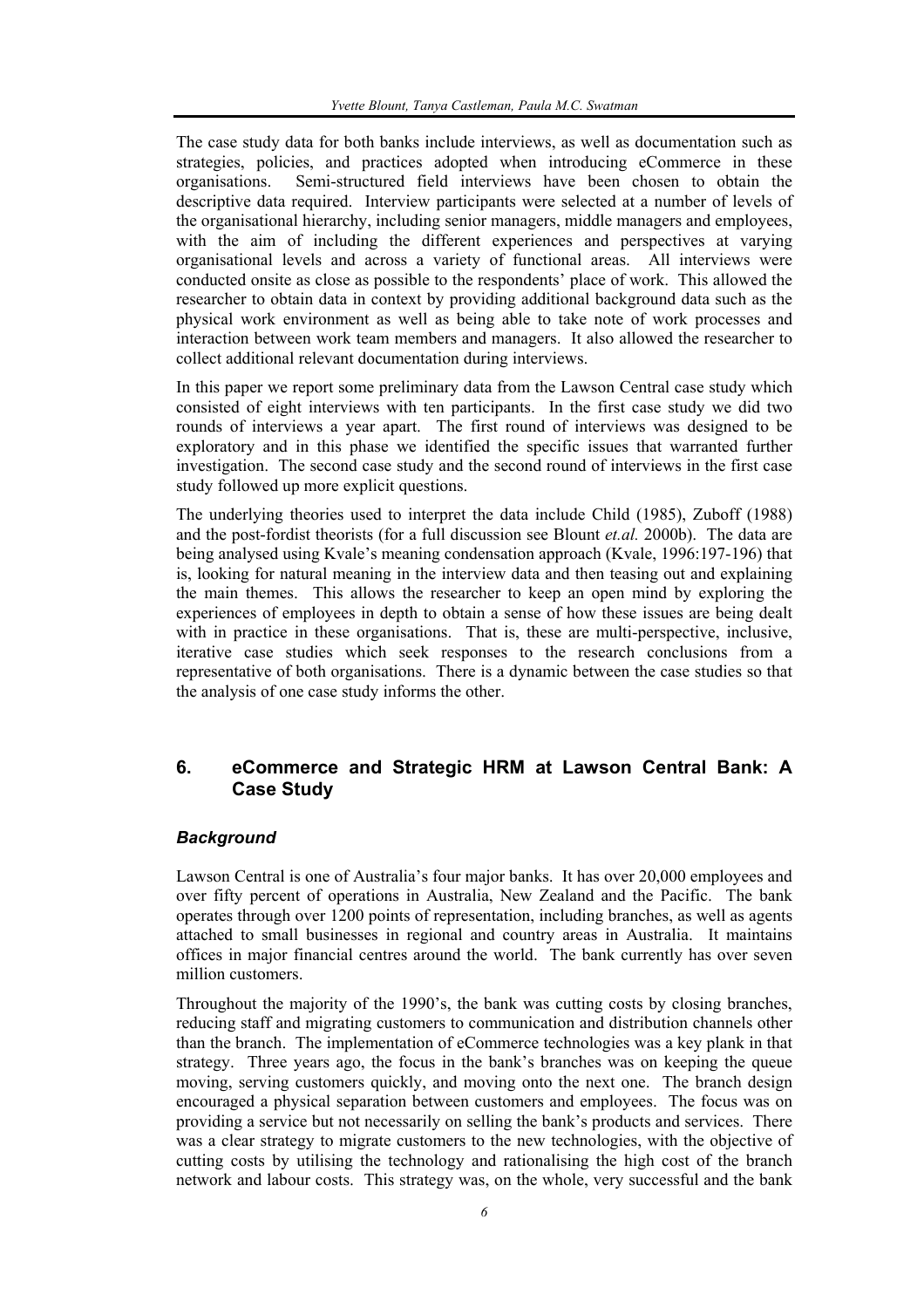The case study data for both banks include interviews, as well as documentation such as strategies, policies, and practices adopted when introducing eCommerce in these organisations. Semi-structured field interviews have been chosen to obtain the descriptive data required. Interview participants were selected at a number of levels of the organisational hierarchy, including senior managers, middle managers and employees, with the aim of including the different experiences and perspectives at varying organisational levels and across a variety of functional areas. All interviews were conducted onsite as close as possible to the respondents' place of work. This allowed the researcher to obtain data in context by providing additional background data such as the physical work environment as well as being able to take note of work processes and interaction between work team members and managers. It also allowed the researcher to collect additional relevant documentation during interviews.

In this paper we report some preliminary data from the Lawson Central case study which consisted of eight interviews with ten participants. In the first case study we did two rounds of interviews a year apart. The first round of interviews was designed to be exploratory and in this phase we identified the specific issues that warranted further investigation. The second case study and the second round of interviews in the first case study followed up more explicit questions.

The underlying theories used to interpret the data include Child (1985), Zuboff (1988) and the post-fordist theorists (for a full discussion see Blount *et.al.* 2000b). The data are being analysed using Kvale's meaning condensation approach (Kvale, 1996:197-196) that is, looking for natural meaning in the interview data and then teasing out and explaining the main themes. This allows the researcher to keep an open mind by exploring the experiences of employees in depth to obtain a sense of how these issues are being dealt with in practice in these organisations. That is, these are multi-perspective, inclusive, iterative case studies which seek responses to the research conclusions from a representative of both organisations. There is a dynamic between the case studies so that the analysis of one case study informs the other.

## 6. eCommerce and Strategic HRM at Lawson Central Bank: A Case Study

### *Background*

Lawson Central is one of Australia's four major banks. It has over 20,000 employees and over fifty percent of operations in Australia, New Zealand and the Pacific. The bank operates through over 1200 points of representation, including branches, as well as agents attached to small businesses in regional and country areas in Australia. It maintains offices in major financial centres around the world. The bank currently has over seven million customers.

Throughout the majority of the 1990's, the bank was cutting costs by closing branches, reducing staff and migrating customers to communication and distribution channels other than the branch. The implementation of eCommerce technologies was a key plank in that strategy. Three years ago, the focus in the bank's branches was on keeping the queue moving, serving customers quickly, and moving onto the next one. The branch design encouraged a physical separation between customers and employees. The focus was on providing a service but not necessarily on selling the bank's products and services. There was a clear strategy to migrate customers to the new technologies, with the objective of cutting costs by utilising the technology and rationalising the high cost of the branch network and labour costs. This strategy was, on the whole, very successful and the bank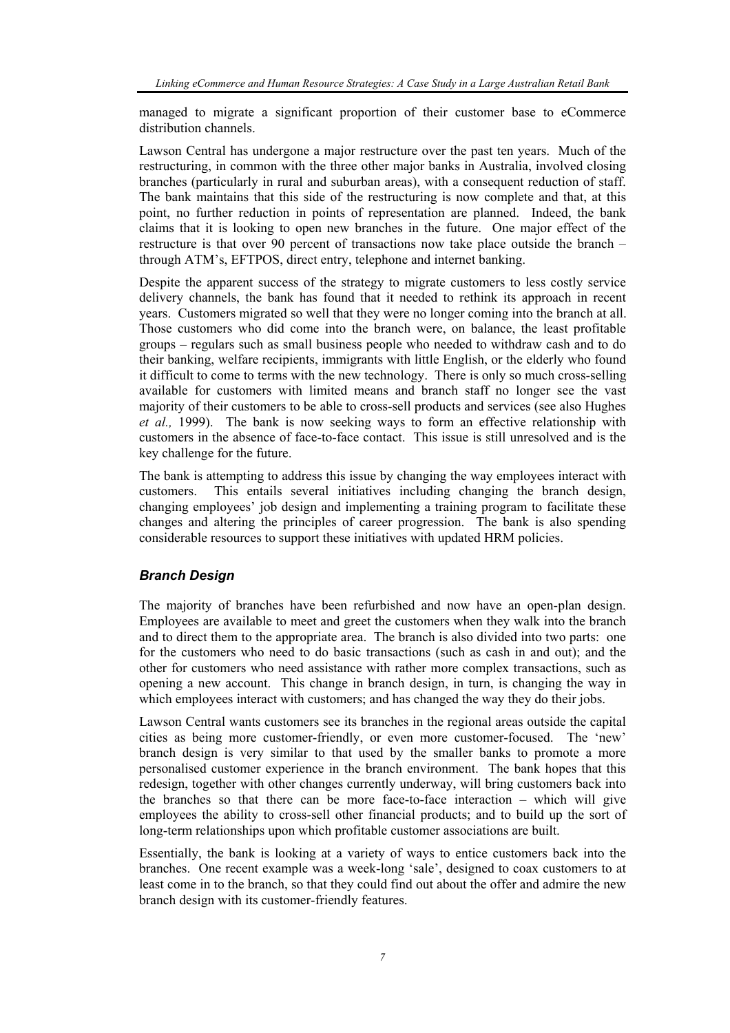managed to migrate a significant proportion of their customer base to eCommerce distribution channels.

Lawson Central has undergone a major restructure over the past ten years. Much of the restructuring, in common with the three other major banks in Australia, involved closing branches (particularly in rural and suburban areas), with a consequent reduction of staff. The bank maintains that this side of the restructuring is now complete and that, at this point, no further reduction in points of representation are planned. Indeed, the bank claims that it is looking to open new branches in the future. One major effect of the restructure is that over 90 percent of transactions now take place outside the branch – through ATM's, EFTPOS, direct entry, telephone and internet banking.

Despite the apparent success of the strategy to migrate customers to less costly service delivery channels, the bank has found that it needed to rethink its approach in recent years. Customers migrated so well that they were no longer coming into the branch at all. Those customers who did come into the branch were, on balance, the least profitable groups – regulars such as small business people who needed to withdraw cash and to do their banking, welfare recipients, immigrants with little English, or the elderly who found it difficult to come to terms with the new technology. There is only so much cross-selling available for customers with limited means and branch staff no longer see the vast majority of their customers to be able to cross-sell products and services (see also Hughes *et al.,* 1999). The bank is now seeking ways to form an effective relationship with customers in the absence of face-to-face contact. This issue is still unresolved and is the key challenge for the future.

The bank is attempting to address this issue by changing the way employees interact with customers. This entails several initiatives including changing the branch design, changing employees' job design and implementing a training program to facilitate these changes and altering the principles of career progression. The bank is also spending considerable resources to support these initiatives with updated HRM policies.

### *Branch Design*

The majority of branches have been refurbished and now have an open-plan design. Employees are available to meet and greet the customers when they walk into the branch and to direct them to the appropriate area. The branch is also divided into two parts: one for the customers who need to do basic transactions (such as cash in and out); and the other for customers who need assistance with rather more complex transactions, such as opening a new account. This change in branch design, in turn, is changing the way in which employees interact with customers; and has changed the way they do their jobs.

Lawson Central wants customers see its branches in the regional areas outside the capital cities as being more customer-friendly, or even more customer-focused. The 'new' branch design is very similar to that used by the smaller banks to promote a more personalised customer experience in the branch environment. The bank hopes that this redesign, together with other changes currently underway, will bring customers back into the branches so that there can be more face-to-face interaction – which will give employees the ability to cross-sell other financial products; and to build up the sort of long-term relationships upon which profitable customer associations are built.

Essentially, the bank is looking at a variety of ways to entice customers back into the branches. One recent example was a week-long 'sale', designed to coax customers to at least come in to the branch, so that they could find out about the offer and admire the new branch design with its customer-friendly features.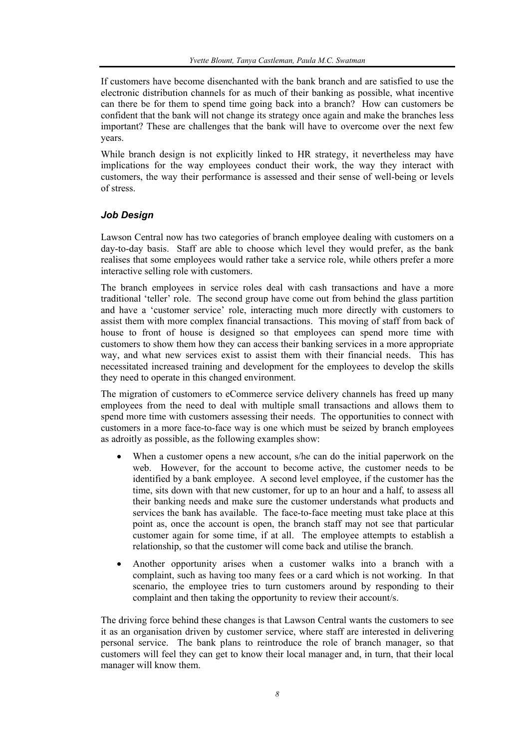If customers have become disenchanted with the bank branch and are satisfied to use the electronic distribution channels for as much of their banking as possible, what incentive can there be for them to spend time going back into a branch? How can customers be confident that the bank will not change its strategy once again and make the branches less important? These are challenges that the bank will have to overcome over the next few years.

While branch design is not explicitly linked to HR strategy, it nevertheless may have implications for the way employees conduct their work, the way they interact with customers, the way their performance is assessed and their sense of well-being or levels of stress.

### *Job Design*

Lawson Central now has two categories of branch employee dealing with customers on a day-to-day basis. Staff are able to choose which level they would prefer, as the bank realises that some employees would rather take a service role, while others prefer a more interactive selling role with customers.

The branch employees in service roles deal with cash transactions and have a more traditional 'teller' role. The second group have come out from behind the glass partition and have a 'customer service' role, interacting much more directly with customers to assist them with more complex financial transactions. This moving of staff from back of house to front of house is designed so that employees can spend more time with customers to show them how they can access their banking services in a more appropriate way, and what new services exist to assist them with their financial needs. This has necessitated increased training and development for the employees to develop the skills they need to operate in this changed environment.

The migration of customers to eCommerce service delivery channels has freed up many employees from the need to deal with multiple small transactions and allows them to spend more time with customers assessing their needs. The opportunities to connect with customers in a more face-to-face way is one which must be seized by branch employees as adroitly as possible, as the following examples show:

- When a customer opens a new account, s/he can do the initial paperwork on the web. However, for the account to become active, the customer needs to be identified by a bank employee. A second level employee, if the customer has the time, sits down with that new customer, for up to an hour and a half, to assess all their banking needs and make sure the customer understands what products and services the bank has available. The face-to-face meeting must take place at this point as, once the account is open, the branch staff may not see that particular customer again for some time, if at all. The employee attempts to establish a relationship, so that the customer will come back and utilise the branch.
- Another opportunity arises when a customer walks into a branch with a complaint, such as having too many fees or a card which is not working. In that scenario, the employee tries to turn customers around by responding to their complaint and then taking the opportunity to review their account/s.

The driving force behind these changes is that Lawson Central wants the customers to see it as an organisation driven by customer service, where staff are interested in delivering personal service. The bank plans to reintroduce the role of branch manager, so that customers will feel they can get to know their local manager and, in turn, that their local manager will know them.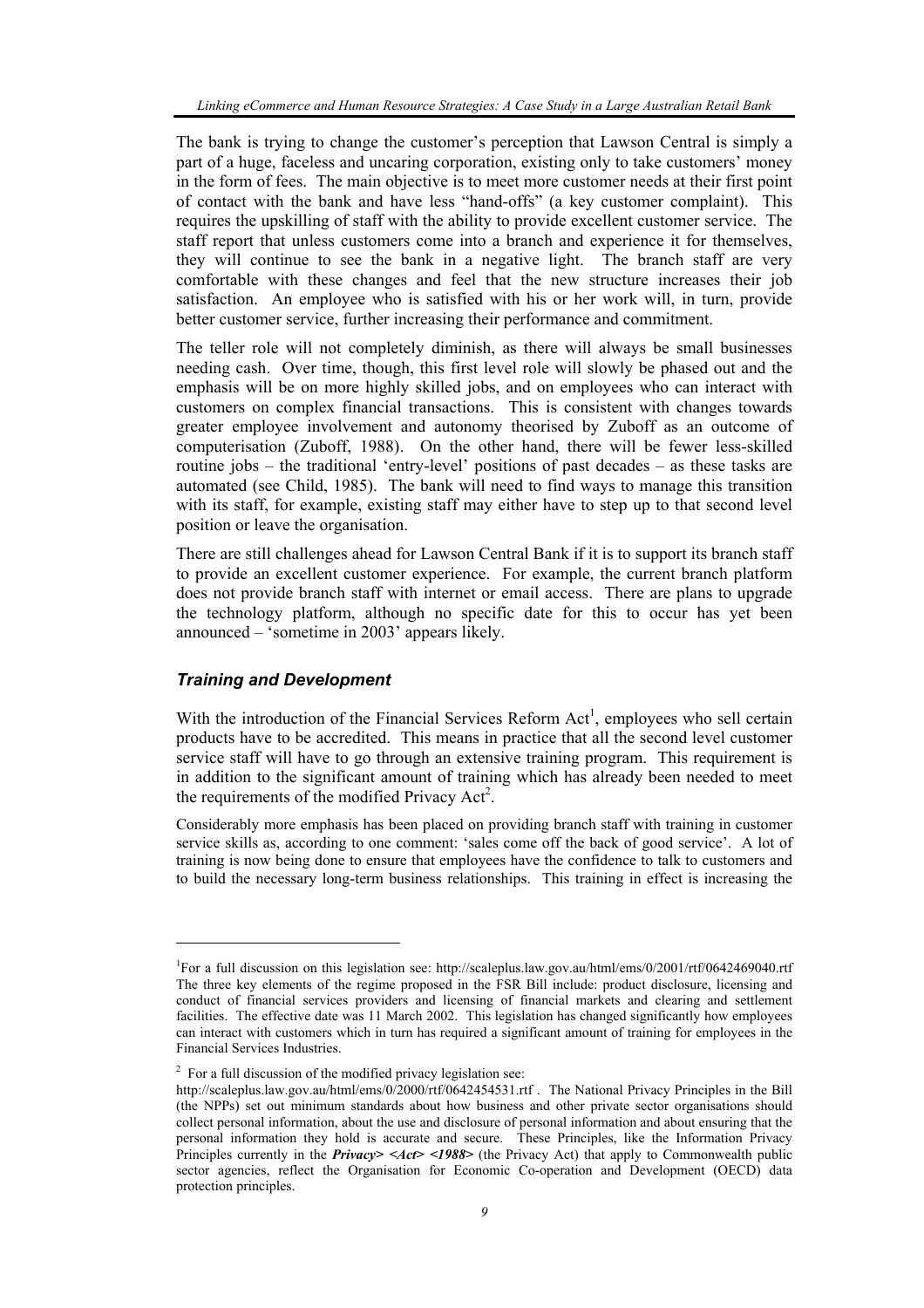The bank is trying to change the customer's perception that Lawson Central is simply a part of a huge, faceless and uncaring corporation, existing only to take customers' money in the form of fees. The main objective is to meet more customer needs at their first point of contact with the bank and have less "hand-offs" (a key customer complaint). This requires the upskilling of staff with the ability to provide excellent customer service. The staff report that unless customers come into a branch and experience it for themselves, they will continue to see the bank in a negative light. The branch staff are very comfortable with these changes and feel that the new structure increases their job satisfaction. An employee who is satisfied with his or her work will, in turn, provide better customer service, further increasing their performance and commitment.

The teller role will not completely diminish, as there will always be small businesses needing cash. Over time, though, this first level role will slowly be phased out and the emphasis will be on more highly skilled jobs, and on employees who can interact with customers on complex financial transactions. This is consistent with changes towards greater employee involvement and autonomy theorised by Zuboff as an outcome of computerisation (Zuboff, 1988). On the other hand, there will be fewer less-skilled routine jobs – the traditional 'entry-level' positions of past decades – as these tasks are automated (see Child, 1985). The bank will need to find ways to manage this transition with its staff, for example, existing staff may either have to step up to that second level position or leave the organisation.

There are still challenges ahead for Lawson Central Bank if it is to support its branch staff to provide an excellent customer experience. For example, the current branch platform does not provide branch staff with internet or email access. There are plans to upgrade the technology platform, although no specific date for this to occur has yet been announced – 'sometime in 2003' appears likely.

### *Training and Development*

With the introduction of the Financial Services Reform Act[1], employees who sell certain products have to be accredited. This means in practice that all the second level customer service staff will have to go through an extensive training program. This requirement is in addition to the significant amount of training which has already been needed to meet the requirements of the modified Privacy Act[2].

Considerably more emphasis has been placed on providing branch staff with training in customer service skills as, according to one comment: 'sales come off the back of good service'. A lot of training is now being done to ensure that employees have the confidence to talk to customers and to build the necessary long-term business relationships. This training in effect is increasing the

---

[1]For a full discussion on this legislation see: http://scaleplus.law.gov.au/html/ems/0/2001/rtf/0642469040.rtf The three key elements of the regime proposed in the FSR Bill include: product disclosure, licensing and conduct of financial services providers and licensing of financial markets and clearing and settlement facilities. The effective date was 11 March 2002. This legislation has changed significantly how employees can interact with customers which in turn has required a significant amount of training for employees in the Financial Services Industries.

[2] For a full discussion of the modified privacy legislation see: http://scaleplus.law.gov.au/html/ems/0/2000/rtf/0642454531.rtf . The National Privacy Principles in the Bill (the NPPs) set out minimum standards about how business and other private sector organisations should collect personal information, about the use and disclosure of personal information and about ensuring that the personal information they hold is accurate and secure. These Principles, like the Information Privacy Principles currently in the ***Privacy> <Act> <1988>*** (the Privacy Act) that apply to Commonwealth public sector agencies, reflect the Organisation for Economic Co-operation and Development (OECD) data protection principles.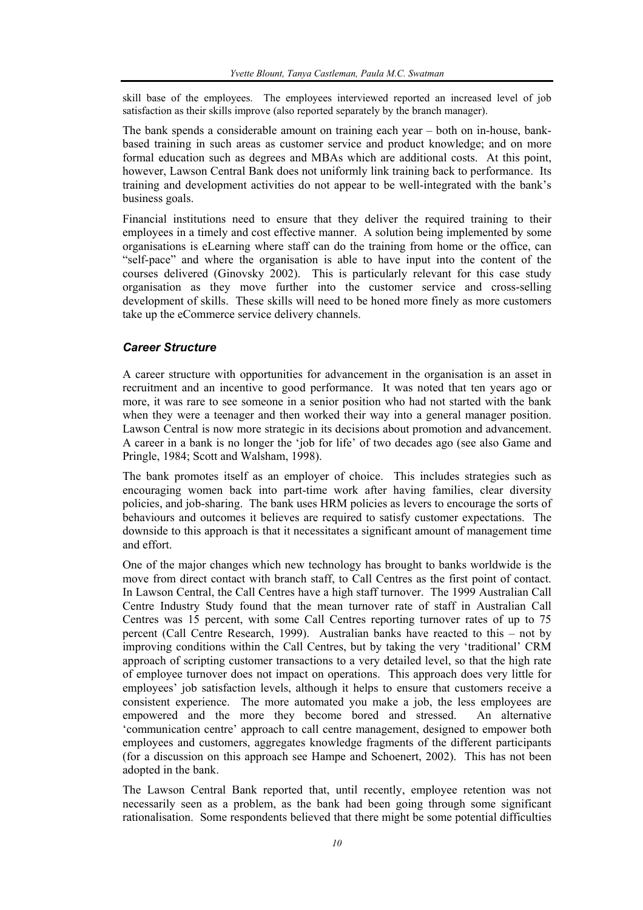skill base of the employees. The employees interviewed reported an increased level of job satisfaction as their skills improve (also reported separately by the branch manager).

The bank spends a considerable amount on training each year – both on in-house, bank-based training in such areas as customer service and product knowledge; and on more formal education such as degrees and MBAs which are additional costs. At this point, however, Lawson Central Bank does not uniformly link training back to performance. Its training and development activities do not appear to be well-integrated with the bank's business goals.

Financial institutions need to ensure that they deliver the required training to their employees in a timely and cost effective manner. A solution being implemented by some organisations is eLearning where staff can do the training from home or the office, can "self-pace" and where the organisation is able to have input into the content of the courses delivered (Ginovsky 2002). This is particularly relevant for this case study organisation as they move further into the customer service and cross-selling development of skills. These skills will need to be honed more finely as more customers take up the eCommerce service delivery channels.

### *Career Structure*

A career structure with opportunities for advancement in the organisation is an asset in recruitment and an incentive to good performance. It was noted that ten years ago or more, it was rare to see someone in a senior position who had not started with the bank when they were a teenager and then worked their way into a general manager position. Lawson Central is now more strategic in its decisions about promotion and advancement. A career in a bank is no longer the 'job for life' of two decades ago (see also Game and Pringle, 1984; Scott and Walsham, 1998).

The bank promotes itself as an employer of choice. This includes strategies such as encouraging women back into part-time work after having families, clear diversity policies, and job-sharing. The bank uses HRM policies as levers to encourage the sorts of behaviours and outcomes it believes are required to satisfy customer expectations. The downside to this approach is that it necessitates a significant amount of management time and effort.

One of the major changes which new technology has brought to banks worldwide is the move from direct contact with branch staff, to Call Centres as the first point of contact. In Lawson Central, the Call Centres have a high staff turnover. The 1999 Australian Call Centre Industry Study found that the mean turnover rate of staff in Australian Call Centres was 15 percent, with some Call Centres reporting turnover rates of up to 75 percent (Call Centre Research, 1999). Australian banks have reacted to this – not by improving conditions within the Call Centres, but by taking the very 'traditional' CRM approach of scripting customer transactions to a very detailed level, so that the high rate of employee turnover does not impact on operations. This approach does very little for employees' job satisfaction levels, although it helps to ensure that customers receive a consistent experience. The more automated you make a job, the less employees are empowered and the more they become bored and stressed. An alternative 'communication centre' approach to call centre management, designed to empower both employees and customers, aggregates knowledge fragments of the different participants (for a discussion on this approach see Hampe and Schoenert, 2002). This has not been adopted in the bank.

The Lawson Central Bank reported that, until recently, employee retention was not necessarily seen as a problem, as the bank had been going through some significant rationalisation. Some respondents believed that there might be some potential difficulties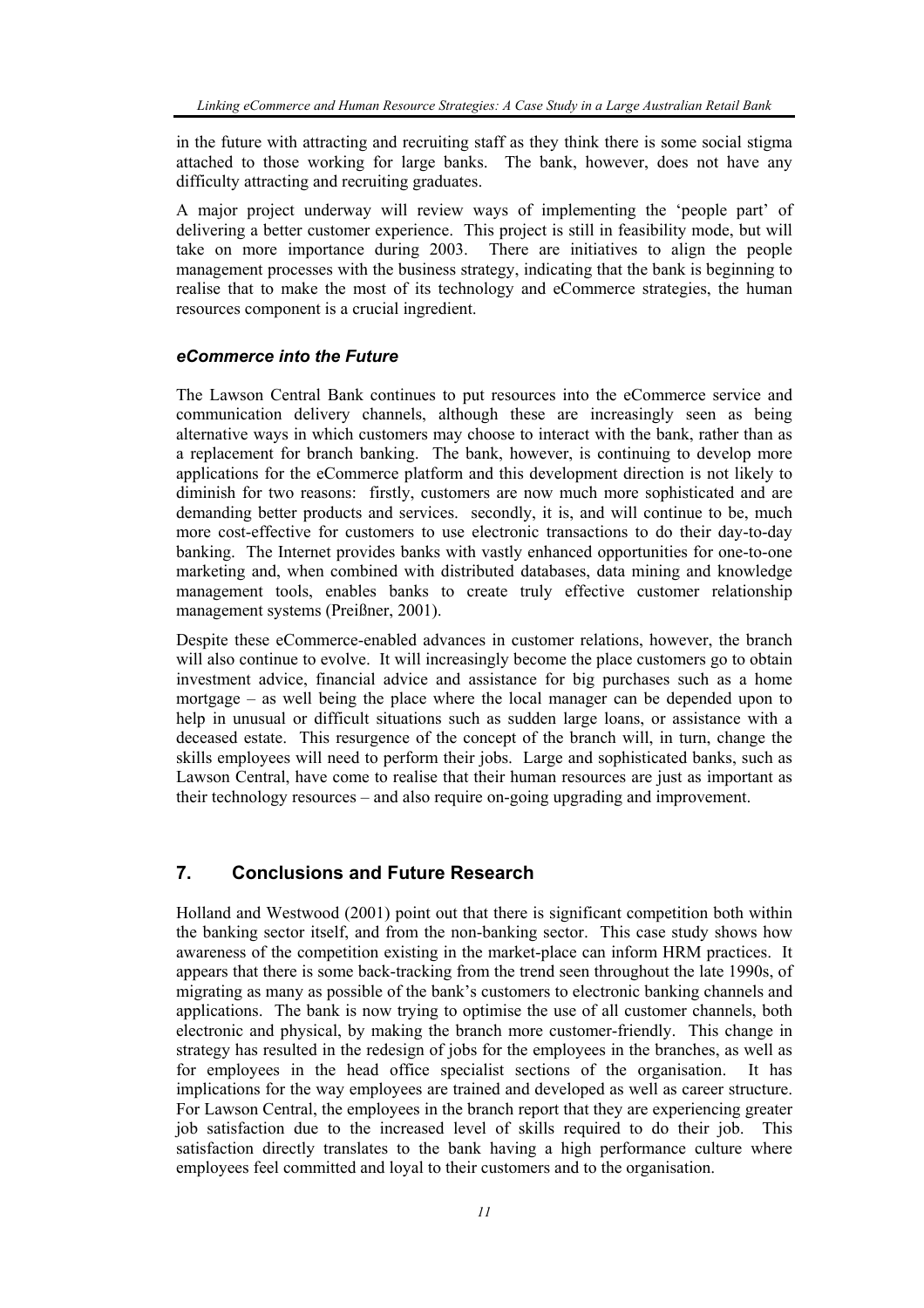in the future with attracting and recruiting staff as they think there is some social stigma attached to those working for large banks. The bank, however, does not have any difficulty attracting and recruiting graduates.

A major project underway will review ways of implementing the 'people part' of delivering a better customer experience. This project is still in feasibility mode, but will take on more importance during 2003. There are initiatives to align the people management processes with the business strategy, indicating that the bank is beginning to realise that to make the most of its technology and eCommerce strategies, the human resources component is a crucial ingredient.

### *eCommerce into the Future*

The Lawson Central Bank continues to put resources into the eCommerce service and communication delivery channels, although these are increasingly seen as being alternative ways in which customers may choose to interact with the bank, rather than as a replacement for branch banking. The bank, however, is continuing to develop more applications for the eCommerce platform and this development direction is not likely to diminish for two reasons: firstly, customers are now much more sophisticated and are demanding better products and services. secondly, it is, and will continue to be, much more cost-effective for customers to use electronic transactions to do their day-to-day banking. The Internet provides banks with vastly enhanced opportunities for one-to-one marketing and, when combined with distributed databases, data mining and knowledge management tools, enables banks to create truly effective customer relationship management systems (Preißner, 2001).

Despite these eCommerce-enabled advances in customer relations, however, the branch will also continue to evolve. It will increasingly become the place customers go to obtain investment advice, financial advice and assistance for big purchases such as a home mortgage – as well being the place where the local manager can be depended upon to help in unusual or difficult situations such as sudden large loans, or assistance with a deceased estate. This resurgence of the concept of the branch will, in turn, change the skills employees will need to perform their jobs. Large and sophisticated banks, such as Lawson Central, have come to realise that their human resources are just as important as their technology resources – and also require on-going upgrading and improvement.

## 7. Conclusions and Future Research

Holland and Westwood (2001) point out that there is significant competition both within the banking sector itself, and from the non-banking sector. This case study shows how awareness of the competition existing in the market-place can inform HRM practices. It appears that there is some back-tracking from the trend seen throughout the late 1990s, of migrating as many as possible of the bank's customers to electronic banking channels and applications. The bank is now trying to optimise the use of all customer channels, both electronic and physical, by making the branch more customer-friendly. This change in strategy has resulted in the redesign of jobs for the employees in the branches, as well as for employees in the head office specialist sections of the organisation. It has implications for the way employees are trained and developed as well as career structure. For Lawson Central, the employees in the branch report that they are experiencing greater job satisfaction due to the increased level of skills required to do their job. This satisfaction directly translates to the bank having a high performance culture where employees feel committed and loyal to their customers and to the organisation.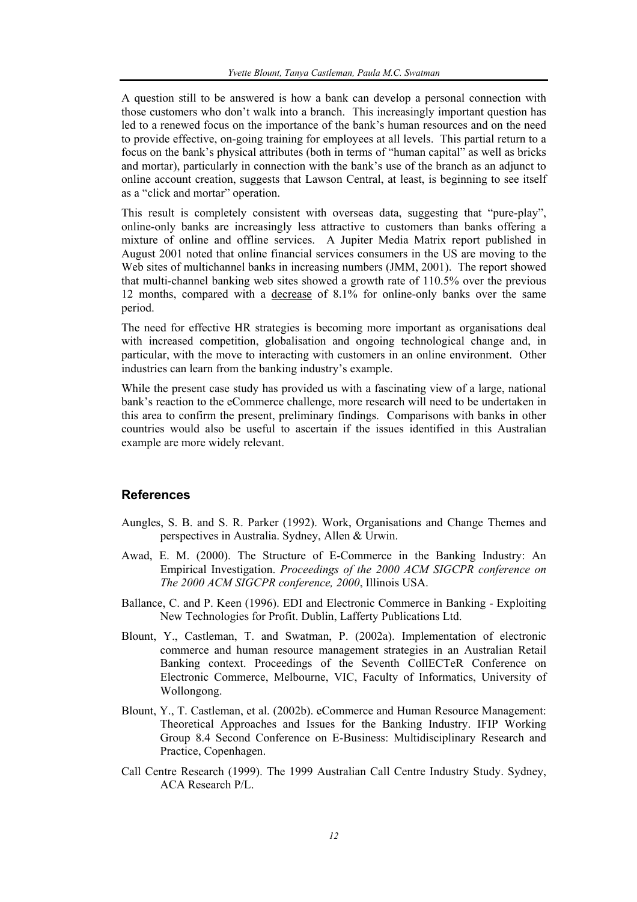A question still to be answered is how a bank can develop a personal connection with those customers who don't walk into a branch. This increasingly important question has led to a renewed focus on the importance of the bank's human resources and on the need to provide effective, on-going training for employees at all levels. This partial return to a focus on the bank's physical attributes (both in terms of "human capital" as well as bricks and mortar), particularly in connection with the bank's use of the branch as an adjunct to online account creation, suggests that Lawson Central, at least, is beginning to see itself as a "click and mortar" operation.

This result is completely consistent with overseas data, suggesting that "pure-play", online-only banks are increasingly less attractive to customers than banks offering a mixture of online and offline services. A Jupiter Media Matrix report published in August 2001 noted that online financial services consumers in the US are moving to the Web sites of multichannel banks in increasing numbers (JMM, 2001). The report showed that multi-channel banking web sites showed a growth rate of 110.5% over the previous 12 months, compared with a <u>decrease</u> of 8.1% for online-only banks over the same period.

The need for effective HR strategies is becoming more important as organisations deal with increased competition, globalisation and ongoing technological change and, in particular, with the move to interacting with customers in an online environment. Other industries can learn from the banking industry's example.

While the present case study has provided us with a fascinating view of a large, national bank's reaction to the eCommerce challenge, more research will need to be undertaken in this area to confirm the present, preliminary findings. Comparisons with banks in other countries would also be useful to ascertain if the issues identified in this Australian example are more widely relevant.

## References

Aungles, S. B. and S. R. Parker (1992). Work, Organisations and Change Themes and perspectives in Australia. Sydney, Allen & Urwin.

Awad, E. M. (2000). The Structure of E-Commerce in the Banking Industry: An Empirical Investigation. *Proceedings of the 2000 ACM SIGCPR conference on The 2000 ACM SIGCPR conference, 2000*, Illinois USA.

Ballance, C. and P. Keen (1996). EDI and Electronic Commerce in Banking - Exploiting New Technologies for Profit. Dublin, Lafferty Publications Ltd.

Blount, Y., Castleman, T. and Swatman, P. (2002a). Implementation of electronic commerce and human resource management strategies in an Australian Retail Banking context. Proceedings of the Seventh CollECTeR Conference on Electronic Commerce, Melbourne, VIC, Faculty of Informatics, University of Wollongong.

Blount, Y., T. Castleman, et al. (2002b). eCommerce and Human Resource Management: Theoretical Approaches and Issues for the Banking Industry. IFIP Working Group 8.4 Second Conference on E-Business: Multidisciplinary Research and Practice, Copenhagen.

Call Centre Research (1999). The 1999 Australian Call Centre Industry Study. Sydney, ACA Research P/L.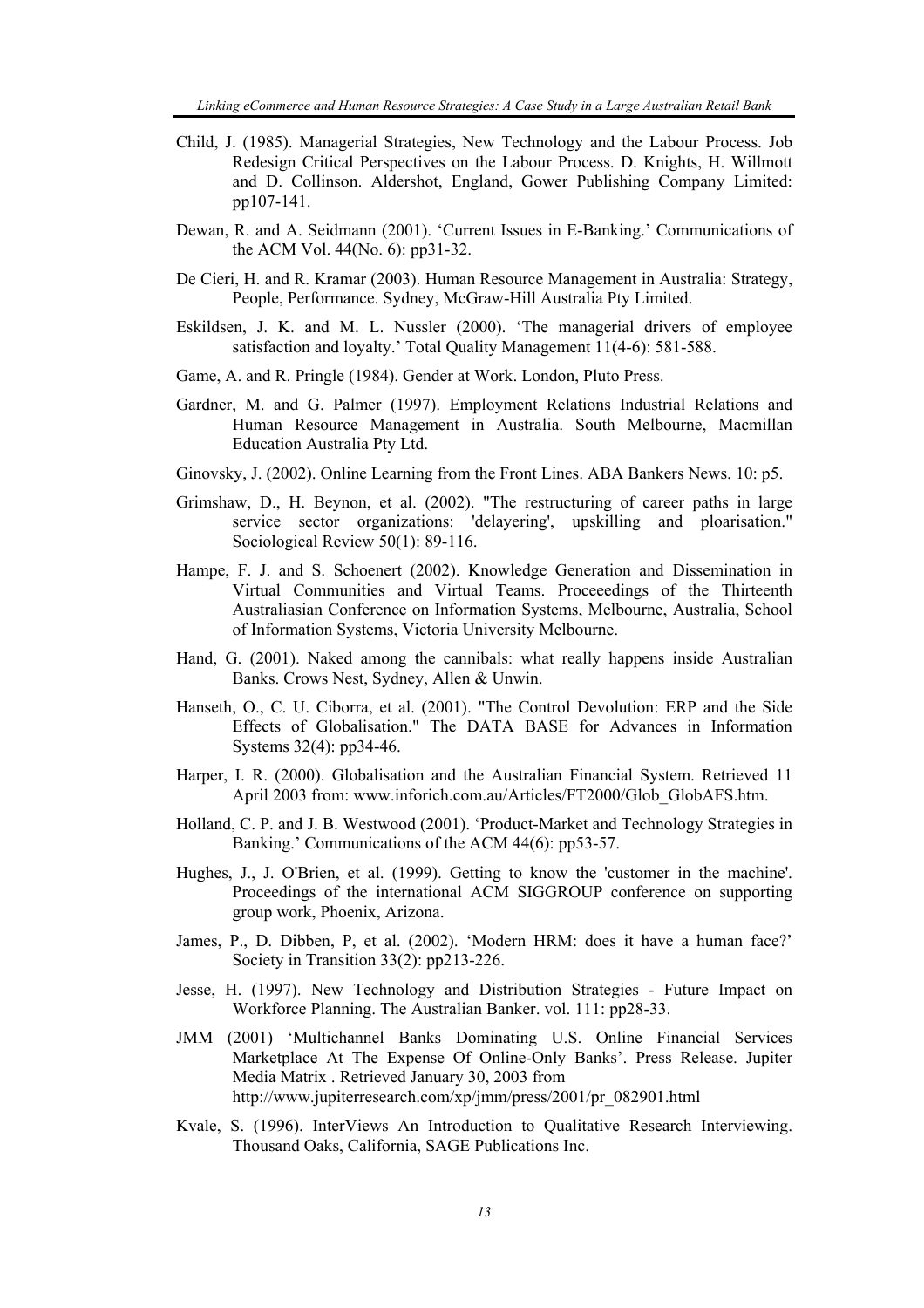Child, J. (1985). Managerial Strategies, New Technology and the Labour Process. Job Redesign Critical Perspectives on the Labour Process. D. Knights, H. Willmott and D. Collinson. Aldershot, England, Gower Publishing Company Limited: pp107-141.

Dewan, R. and A. Seidmann (2001). 'Current Issues in E-Banking.' Communications of the ACM Vol. 44(No. 6): pp31-32.

De Cieri, H. and R. Kramar (2003). Human Resource Management in Australia: Strategy, People, Performance. Sydney, McGraw-Hill Australia Pty Limited.

Eskildsen, J. K. and M. L. Nussler (2000). 'The managerial drivers of employee satisfaction and loyalty.' Total Quality Management 11(4-6): 581-588.

Game, A. and R. Pringle (1984). Gender at Work. London, Pluto Press.

Gardner, M. and G. Palmer (1997). Employment Relations Industrial Relations and Human Resource Management in Australia. South Melbourne, Macmillan Education Australia Pty Ltd.

Ginovsky, J. (2002). Online Learning from the Front Lines. ABA Bankers News. 10: p5.

Grimshaw, D., H. Beynon, et al. (2002). "The restructuring of career paths in large service sector organizations: 'delayering', upskilling and ploarisation." Sociological Review 50(1): 89-116.

Hampe, F. J. and S. Schoenert (2002). Knowledge Generation and Dissemination in Virtual Communities and Virtual Teams. Proceeedings of the Thirteenth Australiasian Conference on Information Systems, Melbourne, Australia, School of Information Systems, Victoria University Melbourne.

Hand, G. (2001). Naked among the cannibals: what really happens inside Australian Banks. Crows Nest, Sydney, Allen & Unwin.

Hanseth, O., C. U. Ciborra, et al. (2001). "The Control Devolution: ERP and the Side Effects of Globalisation." The DATA BASE for Advances in Information Systems 32(4): pp34-46.

Harper, I. R. (2000). Globalisation and the Australian Financial System. Retrieved 11 April 2003 from: www.inforich.com.au/Articles/FT2000/Glob_GlobAFS.htm.

Holland, C. P. and J. B. Westwood (2001). 'Product-Market and Technology Strategies in Banking.' Communications of the ACM 44(6): pp53-57.

Hughes, J., J. O'Brien, et al. (1999). Getting to know the 'customer in the machine'. Proceedings of the international ACM SIGGROUP conference on supporting group work, Phoenix, Arizona.

James, P., D. Dibben, P, et al. (2002). 'Modern HRM: does it have a human face?' Society in Transition 33(2): pp213-226.

Jesse, H. (1997). New Technology and Distribution Strategies - Future Impact on Workforce Planning. The Australian Banker. vol. 111: pp28-33.

JMM (2001) 'Multichannel Banks Dominating U.S. Online Financial Services Marketplace At The Expense Of Online-Only Banks'. Press Release. Jupiter Media Matrix . Retrieved January 30, 2003 from http://www.jupiterresearch.com/xp/jmm/press/2001/pr_082901.html

Kvale, S. (1996). InterViews An Introduction to Qualitative Research Interviewing. Thousand Oaks, California, SAGE Publications Inc.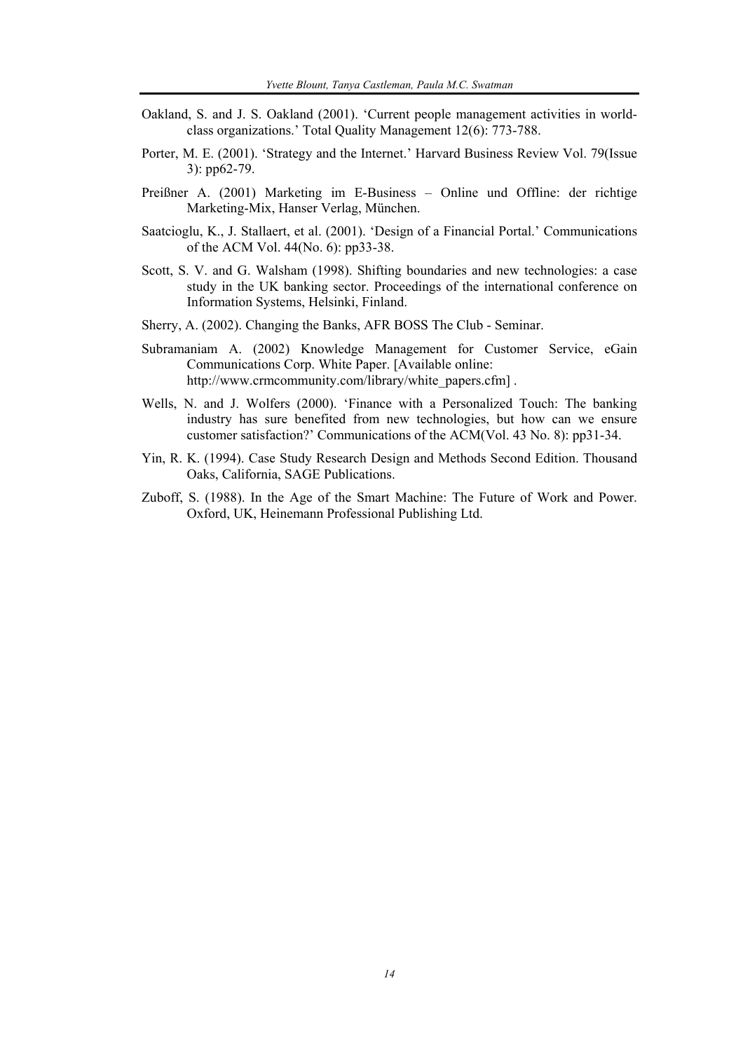Oakland, S. and J. S. Oakland (2001). 'Current people management activities in world-class organizations.' Total Quality Management 12(6): 773-788.

Porter, M. E. (2001). 'Strategy and the Internet.' Harvard Business Review Vol. 79(Issue 3): pp62-79.

Preißner A. (2001) Marketing im E-Business – Online und Offline: der richtige Marketing-Mix, Hanser Verlag, München.

Saatcioglu, K., J. Stallaert, et al. (2001). 'Design of a Financial Portal.' Communications of the ACM Vol. 44(No. 6): pp33-38.

Scott, S. V. and G. Walsham (1998). Shifting boundaries and new technologies: a case study in the UK banking sector. Proceedings of the international conference on Information Systems, Helsinki, Finland.

Sherry, A. (2002). Changing the Banks, AFR BOSS The Club - Seminar.

Subramaniam A. (2002) Knowledge Management for Customer Service, eGain Communications Corp. White Paper. [Available online: http://www.crmcommunity.com/library/white_papers.cfm] .

Wells, N. and J. Wolfers (2000). 'Finance with a Personalized Touch: The banking industry has sure benefited from new technologies, but how can we ensure customer satisfaction?' Communications of the ACM(Vol. 43 No. 8): pp31-34.

Yin, R. K. (1994). Case Study Research Design and Methods Second Edition. Thousand Oaks, California, SAGE Publications.

Zuboff, S. (1988). In the Age of the Smart Machine: The Future of Work and Power. Oxford, UK, Heinemann Professional Publishing Ltd.